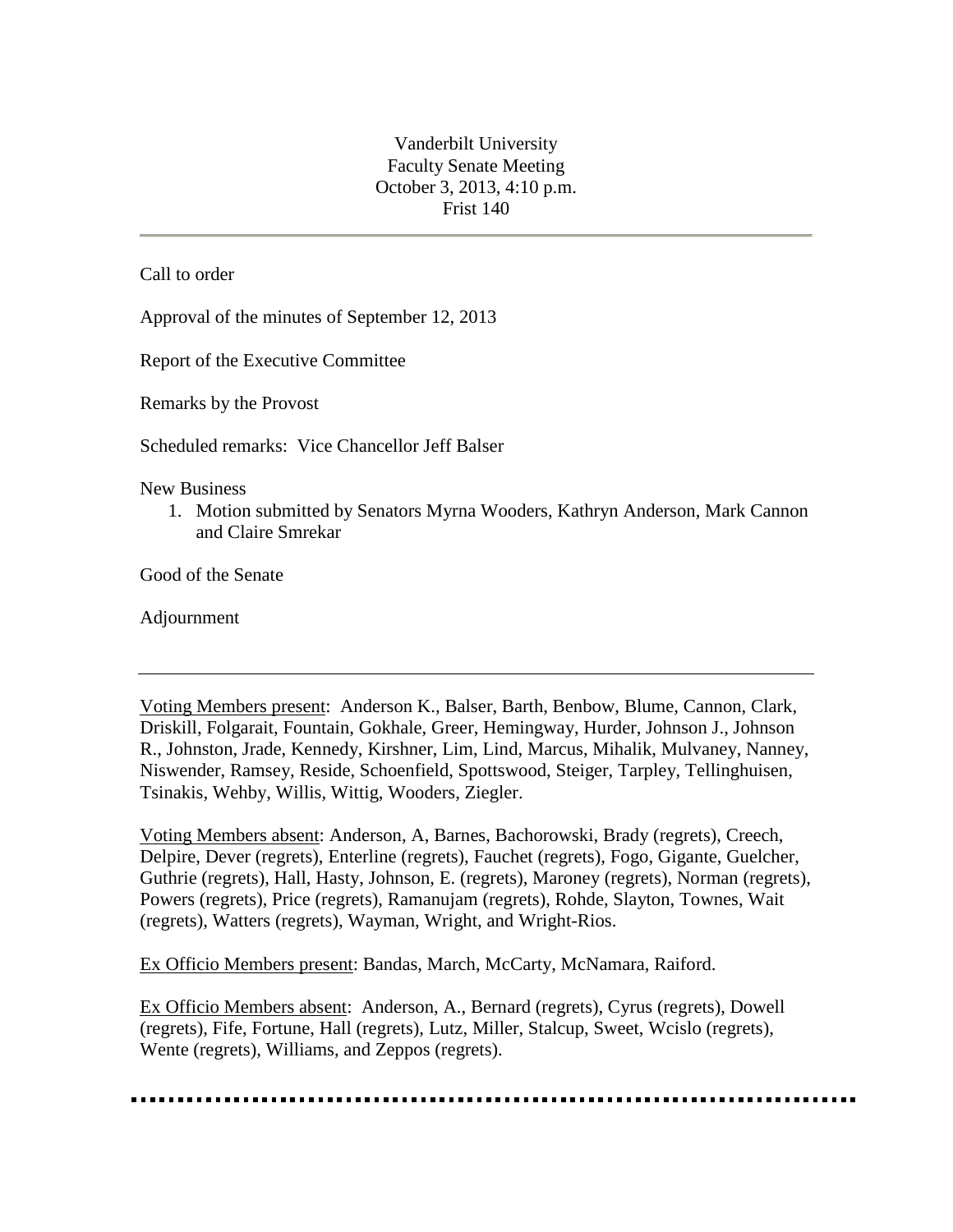Vanderbilt University
Faculty Senate Meeting
October 3, 2013, 4:10 p.m.
Frist 140

---

Call to order

Approval of the minutes of September 12, 2013

Report of the Executive Committee

Remarks by the Provost

Scheduled remarks: Vice Chancellor Jeff Balser

New Business

1. Motion submitted by Senators Myrna Wooders, Kathryn Anderson, Mark Cannon and Claire Smrekar

Good of the Senate

Adjournment

---

Voting Members present: Anderson K., Balser, Barth, Benbow, Blume, Cannon, Clark, Driskill, Folgarait, Fountain, Gokhale, Greer, Hemingway, Hurder, Johnson J., Johnson R., Johnston, Jrade, Kennedy, Kirshner, Lim, Lind, Marcus, Mihalik, Mulvaney, Nanney, Niswender, Ramsey, Reside, Schoenfield, Spottswood, Steiger, Tarpley, Tellinghuisen, Tsinakis, Wehby, Willis, Wittig, Wooders, Ziegler.

Voting Members absent: Anderson, A, Barnes, Bachorowski, Brady (regrets), Creech, Delpire, Dever (regrets), Enterline (regrets), Fauchet (regrets), Fogo, Gigante, Guelcher, Guthrie (regrets), Hall, Hasty, Johnson, E. (regrets), Maroney (regrets), Norman (regrets), Powers (regrets), Price (regrets), Ramanujam (regrets), Rohde, Slayton, Townes, Wait (regrets), Watters (regrets), Wayman, Wright, and Wright-Rios.

Ex Officio Members present: Bandas, March, McCarty, McNamara, Raiford.

Ex Officio Members absent: Anderson, A., Bernard (regrets), Cyrus (regrets), Dowell (regrets), Fife, Fortune, Hall (regrets), Lutz, Miller, Stalcup, Sweet, Wcislo (regrets), Wente (regrets), Williams, and Zeppos (regrets).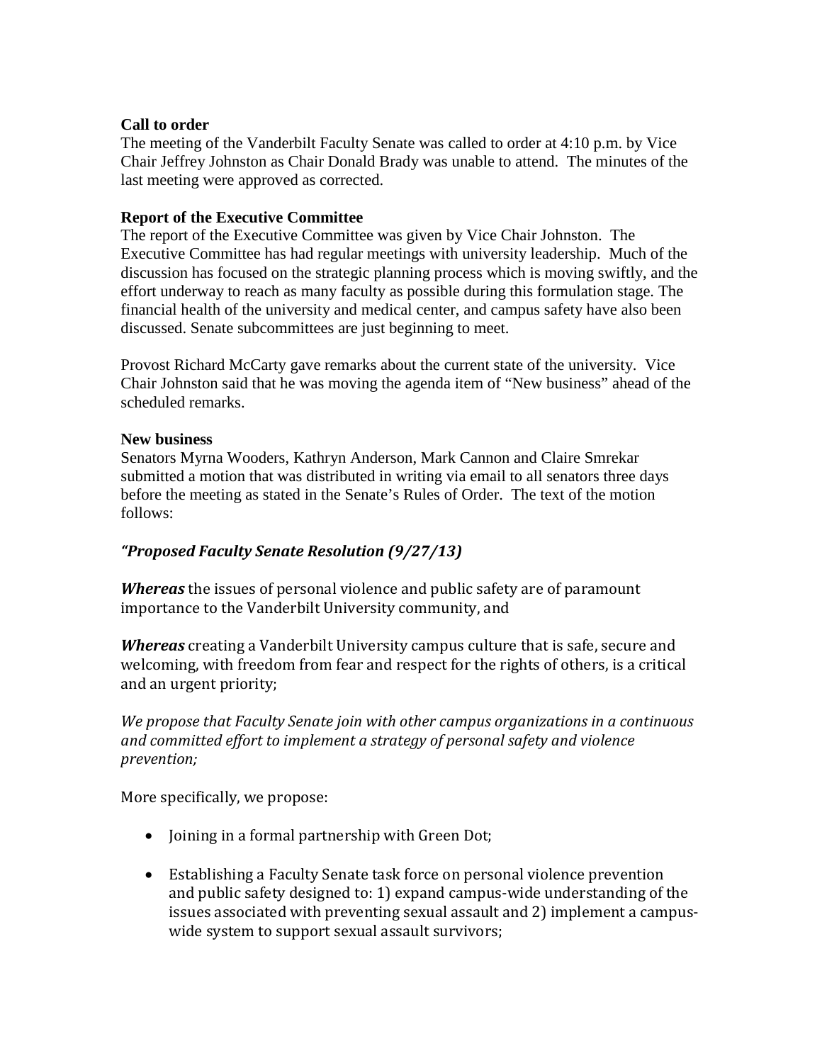**Call to order**

The meeting of the Vanderbilt Faculty Senate was called to order at 4:10 p.m. by Vice Chair Jeffrey Johnston as Chair Donald Brady was unable to attend. The minutes of the last meeting were approved as corrected.

**Report of the Executive Committee**

The report of the Executive Committee was given by Vice Chair Johnston. The Executive Committee has had regular meetings with university leadership. Much of the discussion has focused on the strategic planning process which is moving swiftly, and the effort underway to reach as many faculty as possible during this formulation stage. The financial health of the university and medical center, and campus safety have also been discussed. Senate subcommittees are just beginning to meet.

Provost Richard McCarty gave remarks about the current state of the university. Vice Chair Johnston said that he was moving the agenda item of "New business" ahead of the scheduled remarks.

**New business**

Senators Myrna Wooders, Kathryn Anderson, Mark Cannon and Claire Smrekar submitted a motion that was distributed in writing via email to all senators three days before the meeting as stated in the Senate's Rules of Order. The text of the motion follows:

***"Proposed Faculty Senate Resolution (9/27/13)***

***Whereas*** the issues of personal violence and public safety are of paramount importance to the Vanderbilt University community, and

***Whereas*** creating a Vanderbilt University campus culture that is safe, secure and welcoming, with freedom from fear and respect for the rights of others, is a critical and an urgent priority;

*We propose that Faculty Senate join with other campus organizations in a continuous and committed effort to implement a strategy of personal safety and violence prevention;*

More specifically, we propose:

- Joining in a formal partnership with Green Dot;
- Establishing a Faculty Senate task force on personal violence prevention and public safety designed to: 1) expand campus-wide understanding of the issues associated with preventing sexual assault and 2) implement a campus-wide system to support sexual assault survivors;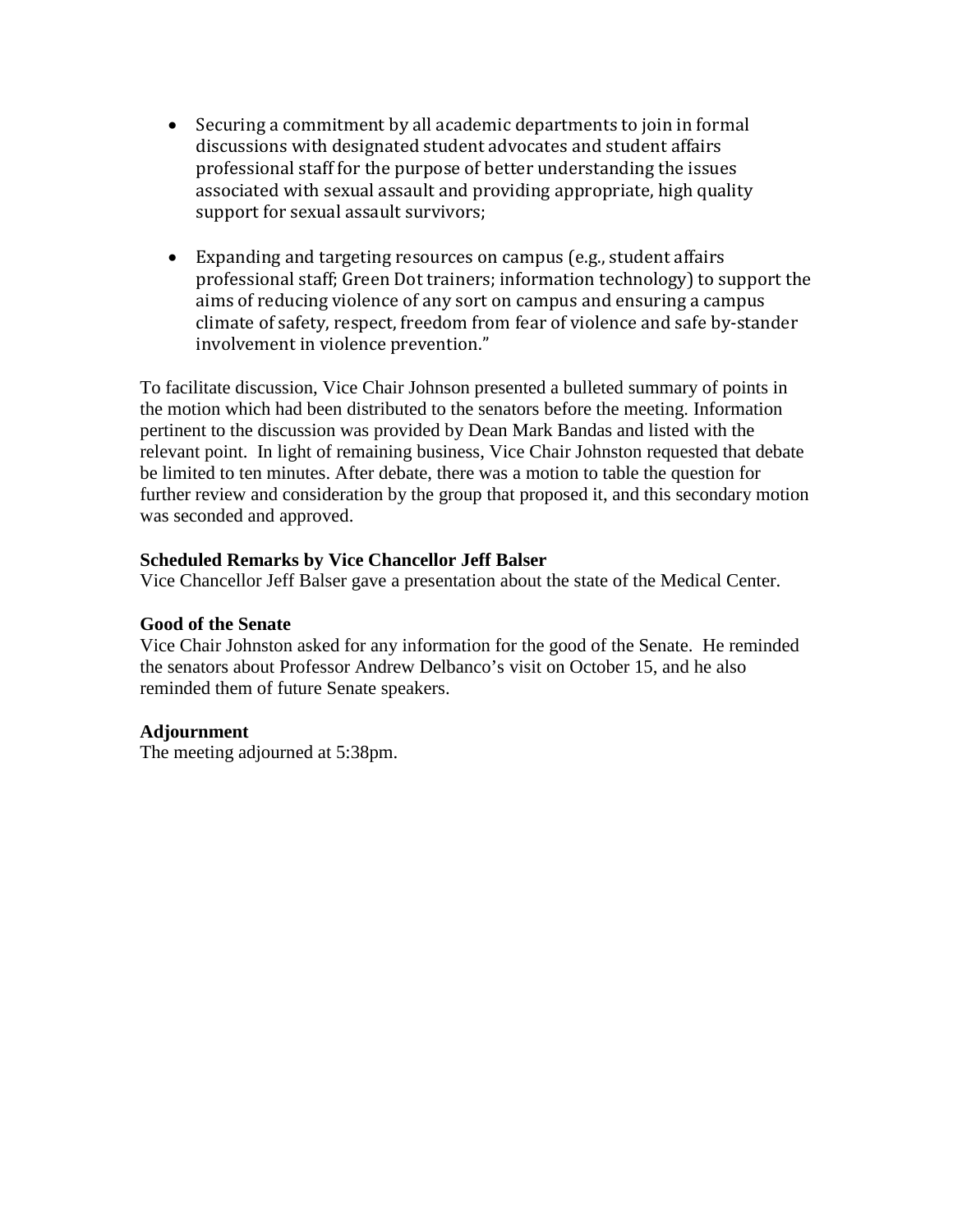- Securing a commitment by all academic departments to join in formal discussions with designated student advocates and student affairs professional staff for the purpose of better understanding the issues associated with sexual assault and providing appropriate, high quality support for sexual assault survivors;

- Expanding and targeting resources on campus (e.g., student affairs professional staff; Green Dot trainers; information technology) to support the aims of reducing violence of any sort on campus and ensuring a campus climate of safety, respect, freedom from fear of violence and safe by-stander involvement in violence prevention."

To facilitate discussion, Vice Chair Johnson presented a bulleted summary of points in the motion which had been distributed to the senators before the meeting. Information pertinent to the discussion was provided by Dean Mark Bandas and listed with the relevant point. In light of remaining business, Vice Chair Johnston requested that debate be limited to ten minutes. After debate, there was a motion to table the question for further review and consideration by the group that proposed it, and this secondary motion was seconded and approved.

**Scheduled Remarks by Vice Chancellor Jeff Balser**
Vice Chancellor Jeff Balser gave a presentation about the state of the Medical Center.

**Good of the Senate**
Vice Chair Johnston asked for any information for the good of the Senate. He reminded the senators about Professor Andrew Delbanco's visit on October 15, and he also reminded them of future Senate speakers.

**Adjournment**
The meeting adjourned at 5:38pm.